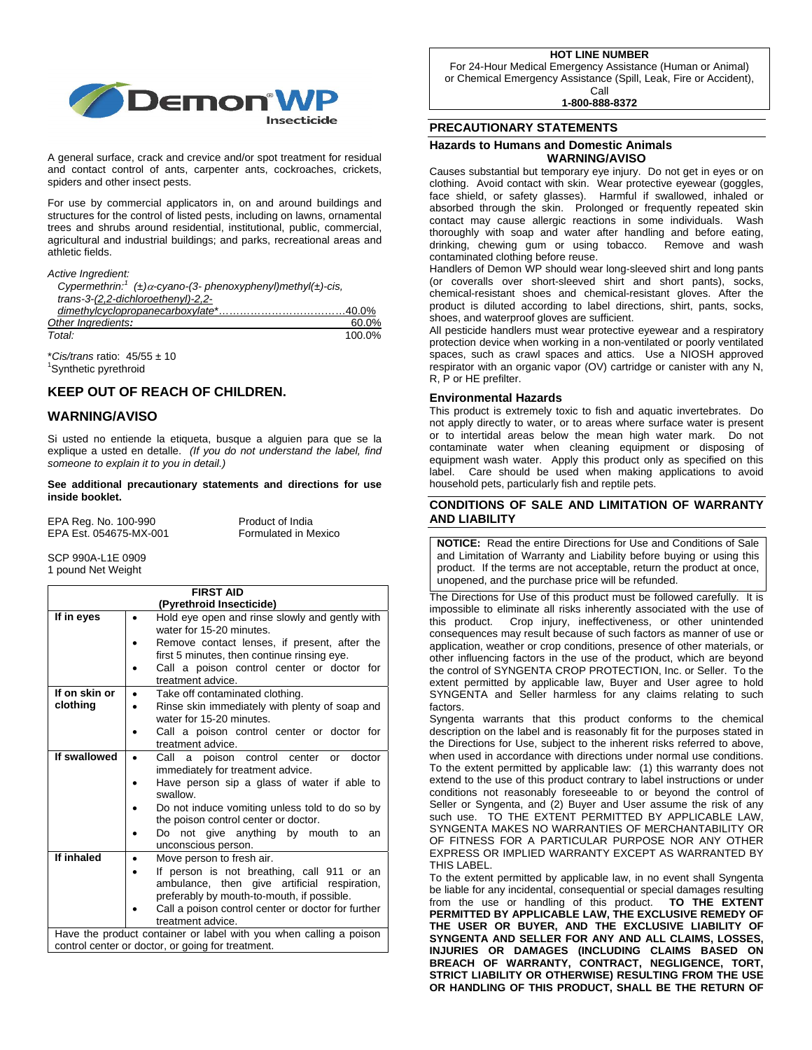# Demon® WP Insecticide

A general surface, crack and crevice and/or spot treatment for residual and contact control of ants, carpenter ants, cockroaches, crickets, spiders and other insect pests.

For use by commercial applicators in, on and around buildings and structures for the control of listed pests, including on lawns, ornamental trees and shrubs around residential, institutional, public, commercial, agricultural and industrial buildings; and parks, recreational areas and athletic fields.

*Active Ingredient:*

| | |
|---|---|
| *Cypermethrin:*[1] *(±)α-cyano-(3- phenoxyphenyl)methyl(±)-cis, trans-3-(2,2-dichloroethenyl)-2,2-dimethylcyclopropanecarboxylate\** | 40.0% |
| *Other Ingredients:* | 60.0% |
| *Total:* | 100.0% |

\**Cis/trans* ratio: 45/55 ± 10
[1]Synthetic pyrethroid

## KEEP OUT OF REACH OF CHILDREN.

## WARNING/AVISO

Si usted no entiende la etiqueta, busque a alguien para que se la explique a usted en detalle. *(If you do not understand the label, find someone to explain it to you in detail.)*

**See additional precautionary statements and directions for use inside booklet.**

EPA Reg. No. 100-990 Product of India
EPA Est. 054675-MX-001 Formulated in Mexico

SCP 990A-L1E 0909
1 pound Net Weight

| FIRST AID (Pyrethroid Insecticide) | |
|---|---|
| **If in eyes** | • Hold eye open and rinse slowly and gently with water for 15-20 minutes.<br>• Remove contact lenses, if present, after the first 5 minutes, then continue rinsing eye.<br>• Call a poison control center or doctor for treatment advice. |
| **If on skin or clothing** | • Take off contaminated clothing.<br>• Rinse skin immediately with plenty of soap and water for 15-20 minutes.<br>• Call a poison control center or doctor for treatment advice. |
| **If swallowed** | • Call a poison control center or doctor immediately for treatment advice.<br>• Have person sip a glass of water if able to swallow.<br>• Do not induce vomiting unless told to do so by the poison control center or doctor.<br>• Do not give anything by mouth to an unconscious person. |
| **If inhaled** | • Move person to fresh air.<br>• If person is not breathing, call 911 or an ambulance, then give artificial respiration, preferably by mouth-to-mouth, if possible.<br>• Call a poison control center or doctor for further treatment advice. |
| Have the product container or label with you when calling a poison control center or doctor, or going for treatment. | |

**HOT LINE NUMBER**
For 24-Hour Medical Emergency Assistance (Human or Animal) or Chemical Emergency Assistance (Spill, Leak, Fire or Accident), Call
**1-800-888-8372**

## PRECAUTIONARY STATEMENTS

### Hazards to Humans and Domestic Animals

**WARNING/AVISO**

Causes substantial but temporary eye injury. Do not get in eyes or on clothing. Avoid contact with skin. Wear protective eyewear (goggles, face shield, or safety glasses). Harmful if swallowed, inhaled or absorbed through the skin. Prolonged or frequently repeated skin contact may cause allergic reactions in some individuals. Wash thoroughly with soap and water after handling and before eating, drinking, chewing gum or using tobacco. Remove and wash contaminated clothing before reuse.

Handlers of Demon WP should wear long-sleeved shirt and long pants (or coveralls over short-sleeved shirt and short pants), socks, chemical-resistant shoes and chemical-resistant gloves. After the product is diluted according to label directions, shirt, pants, socks, shoes, and waterproof gloves are sufficient.

All pesticide handlers must wear protective eyewear and a respiratory protection device when working in a non-ventilated or poorly ventilated spaces, such as crawl spaces and attics. Use a NIOSH approved respirator with an organic vapor (OV) cartridge or canister with any N, R, P or HE prefilter.

### Environmental Hazards

This product is extremely toxic to fish and aquatic invertebrates. Do not apply directly to water, or to areas where surface water is present or to intertidal areas below the mean high water mark. Do not contaminate water when cleaning equipment or disposing of equipment wash water. Apply this product only as specified on this label. Care should be used when making applications to avoid household pets, particularly fish and reptile pets.

## CONDITIONS OF SALE AND LIMITATION OF WARRANTY AND LIABILITY

**NOTICE:** Read the entire Directions for Use and Conditions of Sale and Limitation of Warranty and Liability before buying or using this product. If the terms are not acceptable, return the product at once, unopened, and the purchase price will be refunded.

The Directions for Use of this product must be followed carefully. It is impossible to eliminate all risks inherently associated with the use of this product. Crop injury, ineffectiveness, or other unintended consequences may result because of such factors as manner of use or application, weather or crop conditions, presence of other materials, or other influencing factors in the use of the product, which are beyond the control of SYNGENTA CROP PROTECTION, Inc. or Seller. To the extent permitted by applicable law, Buyer and User agree to hold SYNGENTA and Seller harmless for any claims relating to such factors.

Syngenta warrants that this product conforms to the chemical description on the label and is reasonably fit for the purposes stated in the Directions for Use, subject to the inherent risks referred to above, when used in accordance with directions under normal use conditions. To the extent permitted by applicable law: (1) this warranty does not extend to the use of this product contrary to label instructions or under conditions not reasonably foreseeable to or beyond the control of Seller or Syngenta, and (2) Buyer and User assume the risk of any such use. TO THE EXTENT PERMITTED BY APPLICABLE LAW, SYNGENTA MAKES NO WARRANTIES OF MERCHANTABILITY OR OF FITNESS FOR A PARTICULAR PURPOSE NOR ANY OTHER EXPRESS OR IMPLIED WARRANTY EXCEPT AS WARRANTED BY THIS LABEL.

To the extent permitted by applicable law, in no event shall Syngenta be liable for any incidental, consequential or special damages resulting from the use or handling of this product. **TO THE EXTENT PERMITTED BY APPLICABLE LAW, THE EXCLUSIVE REMEDY OF THE USER OR BUYER, AND THE EXCLUSIVE LIABILITY OF SYNGENTA AND SELLER FOR ANY AND ALL CLAIMS, LOSSES, INJURIES OR DAMAGES (INCLUDING CLAIMS BASED ON BREACH OF WARRANTY, CONTRACT, NEGLIGENCE, TORT, STRICT LIABILITY OR OTHERWISE) RESULTING FROM THE USE OR HANDLING OF THIS PRODUCT, SHALL BE THE RETURN OF**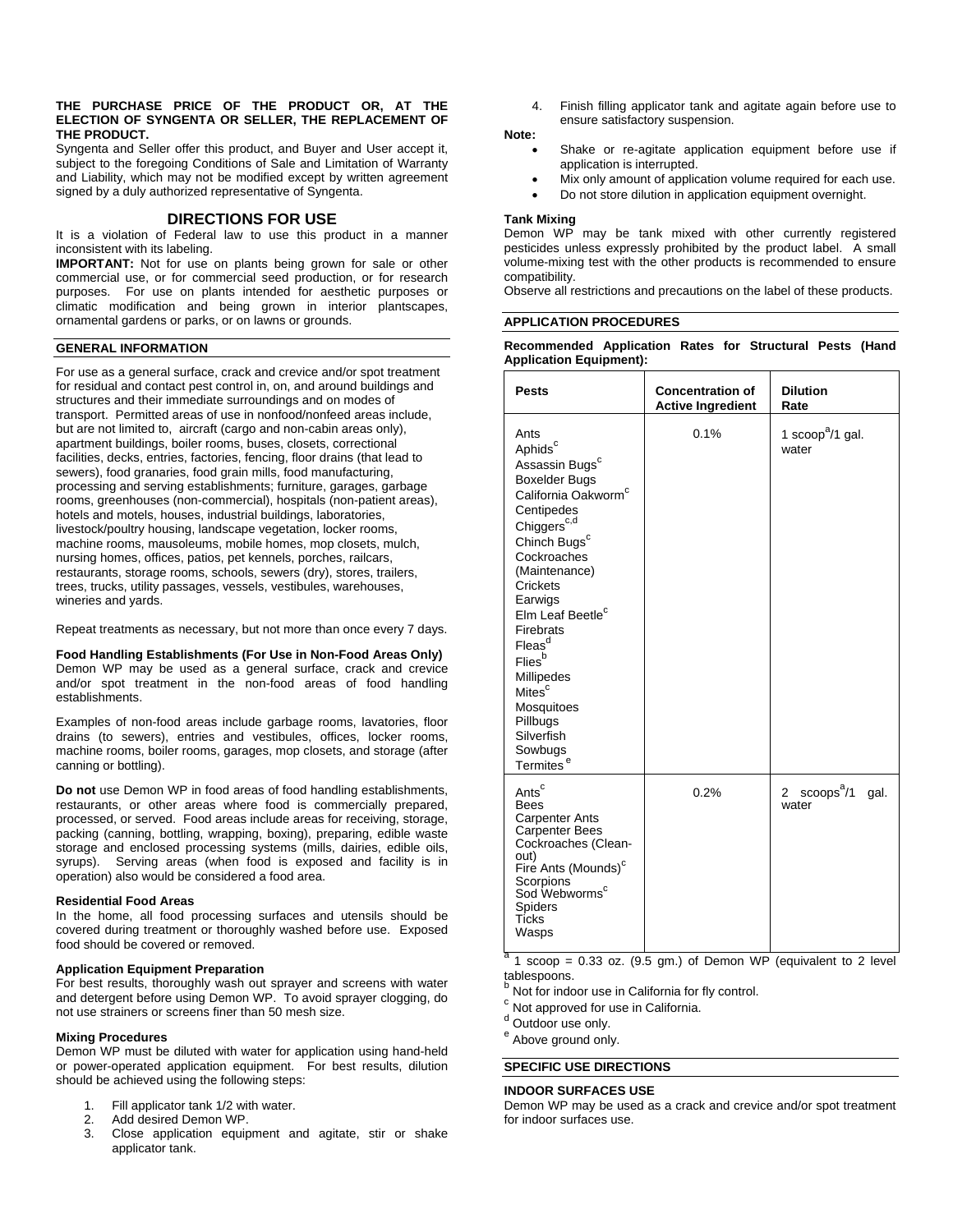**THE PURCHASE PRICE OF THE PRODUCT OR, AT THE ELECTION OF SYNGENTA OR SELLER, THE REPLACEMENT OF THE PRODUCT.**

Syngenta and Seller offer this product, and Buyer and User accept it, subject to the foregoing Conditions of Sale and Limitation of Warranty and Liability, which may not be modified except by written agreement signed by a duly authorized representative of Syngenta.

## DIRECTIONS FOR USE

It is a violation of Federal law to use this product in a manner inconsistent with its labeling.

**IMPORTANT:** Not for use on plants being grown for sale or other commercial use, or for commercial seed production, or for research purposes. For use on plants intended for aesthetic purposes or climatic modification and being grown in interior plantscapes, ornamental gardens or parks, or on lawns or grounds.

### GENERAL INFORMATION

For use as a general surface, crack and crevice and/or spot treatment for residual and contact pest control in, on, and around buildings and structures and their immediate surroundings and on modes of transport. Permitted areas of use in nonfood/nonfeed areas include, but are not limited to, aircraft (cargo and non-cabin areas only), apartment buildings, boiler rooms, buses, closets, correctional facilities, decks, entries, factories, fencing, floor drains (that lead to sewers), food granaries, food grain mills, food manufacturing, processing and serving establishments; furniture, garages, garbage rooms, greenhouses (non-commercial), hospitals (non-patient areas), hotels and motels, houses, industrial buildings, laboratories, livestock/poultry housing, landscape vegetation, locker rooms, machine rooms, mausoleums, mobile homes, mop closets, mulch, nursing homes, offices, patios, pet kennels, porches, railcars, restaurants, storage rooms, schools, sewers (dry), stores, trailers, trees, trucks, utility passages, vessels, vestibules, warehouses, wineries and yards.

Repeat treatments as necessary, but not more than once every 7 days.

**Food Handling Establishments (For Use in Non-Food Areas Only)**

Demon WP may be used as a general surface, crack and crevice and/or spot treatment in the non-food areas of food handling establishments.

Examples of non-food areas include garbage rooms, lavatories, floor drains (to sewers), entries and vestibules, offices, locker rooms, machine rooms, boiler rooms, garages, mop closets, and storage (after canning or bottling).

**Do not** use Demon WP in food areas of food handling establishments, restaurants, or other areas where food is commercially prepared, processed, or served. Food areas include areas for receiving, storage, packing (canning, bottling, wrapping, boxing), preparing, edible waste storage and enclosed processing systems (mills, dairies, edible oils, syrups). Serving areas (when food is exposed and facility is in operation) also would be considered a food area.

**Residential Food Areas**

In the home, all food processing surfaces and utensils should be covered during treatment or thoroughly washed before use. Exposed food should be covered or removed.

**Application Equipment Preparation**

For best results, thoroughly wash out sprayer and screens with water and detergent before using Demon WP. To avoid sprayer clogging, do not use strainers or screens finer than 50 mesh size.

**Mixing Procedures**

Demon WP must be diluted with water for application using hand-held or power-operated application equipment. For best results, dilution should be achieved using the following steps:

1. Fill applicator tank 1/2 with water.
2. Add desired Demon WP.
3. Close application equipment and agitate, stir or shake applicator tank.
4. Finish filling applicator tank and agitate again before use to ensure satisfactory suspension.

**Note:**

- Shake or re-agitate application equipment before use if application is interrupted.
- Mix only amount of application volume required for each use.
- Do not store dilution in application equipment overnight.

**Tank Mixing**

Demon WP may be tank mixed with other currently registered pesticides unless expressly prohibited by the product label. A small volume-mixing test with the other products is recommended to ensure compatibility.

Observe all restrictions and precautions on the label of these products.

### APPLICATION PROCEDURES

**Recommended Application Rates for Structural Pests (Hand Application Equipment):**

| Pests | Concentration of Active Ingredient | Dilution Rate |
|---|---|---|
| Ants, Aphids[c], Assassin Bugs[c], Boxelder Bugs, California Oakworm[c], Centipedes, Chiggers[c,d], Chinch Bugs[c], Cockroaches (Maintenance), Crickets, Earwigs, Elm Leaf Beetle[c], Firebrats, Fleas[d], Flies[b], Millipedes, Mites[c], Mosquitoes, Pillbugs, Silverfish, Sowbugs, Termites[e] | 0.1% | 1 scoop[a]/1 gal. water |
| Ants[c], Bees, Carpenter Ants, Carpenter Bees, Cockroaches (Clean-out), Fire Ants (Mounds)[c], Scorpions, Sod Webworms[c], Spiders, Ticks, Wasps | 0.2% | 2 scoops[a]/1 gal. water |

[a] 1 scoop = 0.33 oz. (9.5 gm.) of Demon WP (equivalent to 2 level tablespoons.

[b] Not for indoor use in California for fly control.

[c] Not approved for use in California.

[d] Outdoor use only.

[e] Above ground only.

### SPECIFIC USE DIRECTIONS

**INDOOR SURFACES USE**

Demon WP may be used as a crack and crevice and/or spot treatment for indoor surfaces use.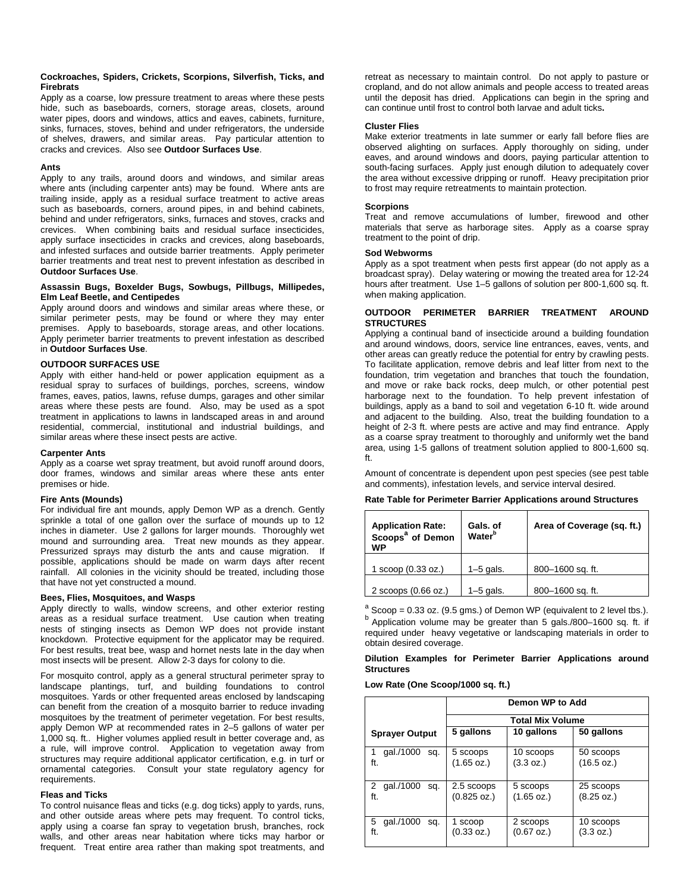**Cockroaches, Spiders, Crickets, Scorpions, Silverfish, Ticks, and Firebrats**

Apply as a coarse, low pressure treatment to areas where these pests hide, such as baseboards, corners, storage areas, closets, around water pipes, doors and windows, attics and eaves, cabinets, furniture, sinks, furnaces, stoves, behind and under refrigerators, the underside of shelves, drawers, and similar areas. Pay particular attention to cracks and crevices. Also see **Outdoor Surfaces Use**.

**Ants**

Apply to any trails, around doors and windows, and similar areas where ants (including carpenter ants) may be found. Where ants are trailing inside, apply as a residual surface treatment to active areas such as baseboards, corners, around pipes, in and behind cabinets, behind and under refrigerators, sinks, furnaces and stoves, cracks and crevices. When combining baits and residual surface insecticides, apply surface insecticides in cracks and crevices, along baseboards, and infested surfaces and outside barrier treatments. Apply perimeter barrier treatments and treat nest to prevent infestation as described in **Outdoor Surfaces Use**.

**Assassin Bugs, Boxelder Bugs, Sowbugs, Pillbugs, Millipedes, Elm Leaf Beetle, and Centipedes**

Apply around doors and windows and similar areas where these, or similar perimeter pests, may be found or where they may enter premises. Apply to baseboards, storage areas, and other locations. Apply perimeter barrier treatments to prevent infestation as described in **Outdoor Surfaces Use**.

**OUTDOOR SURFACES USE**

Apply with either hand-held or power application equipment as a residual spray to surfaces of buildings, porches, screens, window frames, eaves, patios, lawns, refuse dumps, garages and other similar areas where these pests are found. Also, may be used as a spot treatment in applications to lawns in landscaped areas in and around residential, commercial, institutional and industrial buildings, and similar areas where these insect pests are active.

**Carpenter Ants**

Apply as a coarse wet spray treatment, but avoid runoff around doors, door frames, windows and similar areas where these ants enter premises or hide.

**Fire Ants (Mounds)**

For individual fire ant mounds, apply Demon WP as a drench. Gently sprinkle a total of one gallon over the surface of mounds up to 12 inches in diameter. Use 2 gallons for larger mounds. Thoroughly wet mound and surrounding area. Treat new mounds as they appear. Pressurized sprays may disturb the ants and cause migration. If possible, applications should be made on warm days after recent rainfall. All colonies in the vicinity should be treated, including those that have not yet constructed a mound.

**Bees, Flies, Mosquitoes, and Wasps**

Apply directly to walls, window screens, and other exterior resting areas as a residual surface treatment. Use caution when treating nests of stinging insects as Demon WP does not provide instant knockdown. Protective equipment for the applicator may be required. For best results, treat bee, wasp and hornet nests late in the day when most insects will be present. Allow 2-3 days for colony to die.

For mosquito control, apply as a general structural perimeter spray to landscape plantings, turf, and building foundations to control mosquitoes. Yards or other frequented areas enclosed by landscaping can benefit from the creation of a mosquito barrier to reduce invading mosquitoes by the treatment of perimeter vegetation. For best results, apply Demon WP at recommended rates in 2–5 gallons of water per 1,000 sq. ft.. Higher volumes applied result in better coverage and, as a rule, will improve control. Application to vegetation away from structures may require additional applicator certification, e.g. in turf or ornamental categories. Consult your state regulatory agency for requirements.

**Fleas and Ticks**

To control nuisance fleas and ticks (e.g. dog ticks) apply to yards, runs, and other outside areas where pets may frequent. To control ticks, apply using a coarse fan spray to vegetation brush, branches, rock walls, and other areas near habitation where ticks may harbor or frequent. Treat entire area rather than making spot treatments, and retreat as necessary to maintain control. Do not apply to pasture or cropland, and do not allow animals and people access to treated areas until the deposit has dried. Applications can begin in the spring and can continue until frost to control both larvae and adult ticks.

**Cluster Flies**

Make exterior treatments in late summer or early fall before flies are observed alighting on surfaces. Apply thoroughly on siding, under eaves, and around windows and doors, paying particular attention to south-facing surfaces. Apply just enough dilution to adequately cover the area without excessive dripping or runoff. Heavy precipitation prior to frost may require retreatments to maintain protection.

**Scorpions**

Treat and remove accumulations of lumber, firewood and other materials that serve as harborage sites. Apply as a coarse spray treatment to the point of drip.

**Sod Webworms**

Apply as a spot treatment when pests first appear (do not apply as a broadcast spray). Delay watering or mowing the treated area for 12-24 hours after treatment. Use 1–5 gallons of solution per 800-1,600 sq. ft. when making application.

**OUTDOOR PERIMETER BARRIER TREATMENT AROUND STRUCTURES**

Applying a continual band of insecticide around a building foundation and around windows, doors, service line entrances, eaves, vents, and other areas can greatly reduce the potential for entry by crawling pests. To facilitate application, remove debris and leaf litter from next to the foundation, trim vegetation and branches that touch the foundation, and move or rake back rocks, deep mulch, or other potential pest harborage next to the foundation. To help prevent infestation of buildings, apply as a band to soil and vegetation 6-10 ft. wide around and adjacent to the building. Also, treat the building foundation to a height of 2-3 ft. where pests are active and may find entrance. Apply as a coarse spray treatment to thoroughly and uniformly wet the band area, using 1-5 gallons of treatment solution applied to 800-1,600 sq. ft.

Amount of concentrate is dependent upon pest species (see pest table and comments), infestation levels, and service interval desired.

**Rate Table for Perimeter Barrier Applications around Structures**

| Application Rate: Scoops[a] of Demon WP | Gals. of Water[b] | Area of Coverage (sq. ft.) |
|---|---|---|
| 1 scoop (0.33 oz.) | 1–5 gals. | 800–1600 sq. ft. |
| 2 scoops (0.66 oz.) | 1–5 gals. | 800–1600 sq. ft. |

[a] Scoop = 0.33 oz. (9.5 gms.) of Demon WP (equivalent to 2 level tbs.).
[b] Application volume may be greater than 5 gals./800–1600 sq. ft. if required under heavy vegetative or landscaping materials in order to obtain desired coverage.

**Dilution Examples for Perimeter Barrier Applications around Structures**

**Low Rate (One Scoop/1000 sq. ft.)**

| | Demon WP to Add | | |
|---|---|---|---|
| | Total Mix Volume | | |
| Sprayer Output | 5 gallons | 10 gallons | 50 gallons |
| 1 gal./1000 sq. ft. | 5 scoops (1.65 oz.) | 10 scoops (3.3 oz.) | 50 scoops (16.5 oz.) |
| 2 gal./1000 sq. ft. | 2.5 scoops (0.825 oz.) | 5 scoops (1.65 oz.) | 25 scoops (8.25 oz.) |
| 5 gal./1000 sq. ft. | 1 scoop (0.33 oz.) | 2 scoops (0.67 oz.) | 10 scoops (3.3 oz.) |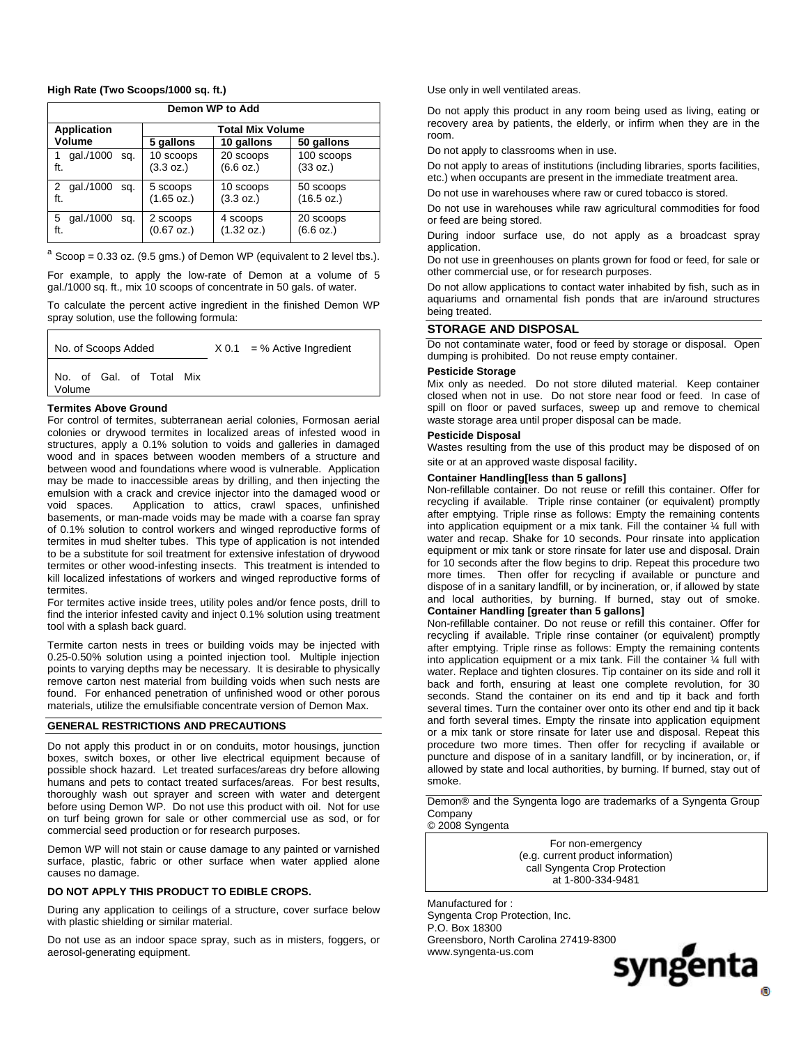**High Rate (Two Scoops/1000 sq. ft.)**

| Application Volume | Demon WP to Add | | |
|---|---|---|---|
| | Total Mix Volume | | |
| | 5 gallons | 10 gallons | 50 gallons |
| 1 gal./1000 sq. ft. | 10 scoops (3.3 oz.) | 20 scoops (6.6 oz.) | 100 scoops (33 oz.) |
| 2 gal./1000 sq. ft. | 5 scoops (1.65 oz.) | 10 scoops (3.3 oz.) | 50 scoops (16.5 oz.) |
| 5 gal./1000 sq. ft. | 2 scoops (0.67 oz.) | 4 scoops (1.32 oz.) | 20 scoops (6.6 oz.) |

[a] Scoop = 0.33 oz. (9.5 gms.) of Demon WP (equivalent to 2 level tbs.).

For example, to apply the low-rate of Demon at a volume of 5 gal./1000 sq. ft., mix 10 scoops of concentrate in 50 gals. of water.

To calculate the percent active ingredient in the finished Demon WP spray solution, use the following formula:

$$\frac{\text{No. of Scoops Added}}{\text{No. of Gal. of Total Mix Volume}} \times 0.1 = \text{\% Active Ingredient}$$

**Termites Above Ground**

For control of termites, subterranean aerial colonies, Formosan aerial colonies or drywood termites in localized areas of infested wood in structures, apply a 0.1% solution to voids and galleries in damaged wood and in spaces between wooden members of a structure and between wood and foundations where wood is vulnerable. Application may be made to inaccessible areas by drilling, and then injecting the emulsion with a crack and crevice injector into the damaged wood or void spaces. Application to attics, crawl spaces, unfinished basements, or man-made voids may be made with a coarse fan spray of 0.1% solution to control workers and winged reproductive forms of termites in mud shelter tubes. This type of application is not intended to be a substitute for soil treatment for extensive infestation of drywood termites or other wood-infesting insects. This treatment is intended to kill localized infestations of workers and winged reproductive forms of termites.

For termites active inside trees, utility poles and/or fence posts, drill to find the interior infested cavity and inject 0.1% solution using treatment tool with a splash back guard.

Termite carton nests in trees or building voids may be injected with 0.25-0.50% solution using a pointed injection tool. Multiple injection points to varying depths may be necessary. It is desirable to physically remove carton nest material from building voids when such nests are found. For enhanced penetration of unfinished wood or other porous materials, utilize the emulsifiable concentrate version of Demon Max.

## GENERAL RESTRICTIONS AND PRECAUTIONS

Do not apply this product in or on conduits, motor housings, junction boxes, switch boxes, or other live electrical equipment because of possible shock hazard. Let treated surfaces/areas dry before allowing humans and pets to contact treated surfaces/areas. For best results, thoroughly wash out sprayer and screen with water and detergent before using Demon WP. Do not use this product with oil. Not for use on turf being grown for sale or other commercial use as sod, or for commercial seed production or for research purposes.

Demon WP will not stain or cause damage to any painted or varnished surface, plastic, fabric or other surface when water applied alone causes no damage.

**DO NOT APPLY THIS PRODUCT TO EDIBLE CROPS.**

During any application to ceilings of a structure, cover surface below with plastic shielding or similar material.

Do not use as an indoor space spray, such as in misters, foggers, or aerosol-generating equipment.

Use only in well ventilated areas.

Do not apply this product in any room being used as living, eating or recovery area by patients, the elderly, or infirm when they are in the room.

Do not apply to classrooms when in use.

Do not apply to areas of institutions (including libraries, sports facilities, etc.) when occupants are present in the immediate treatment area.

Do not use in warehouses where raw or cured tobacco is stored.

Do not use in warehouses while raw agricultural commodities for food or feed are being stored.

During indoor surface use, do not apply as a broadcast spray application.

Do not use in greenhouses on plants grown for food or feed, for sale or other commercial use, or for research purposes.

Do not allow applications to contact water inhabited by fish, such as in aquariums and ornamental fish ponds that are in/around structures being treated.

## STORAGE AND DISPOSAL

Do not contaminate water, food or feed by storage or disposal. Open dumping is prohibited. Do not reuse empty container.

**Pesticide Storage**

Mix only as needed. Do not store diluted material. Keep container closed when not in use. Do not store near food or feed. In case of spill on floor or paved surfaces, sweep up and remove to chemical waste storage area until proper disposal can be made.

**Pesticide Disposal**

Wastes resulting from the use of this product may be disposed of on site or at an approved waste disposal facility.

**Container Handling[less than 5 gallons]**

Non-refillable container. Do not reuse or refill this container. Offer for recycling if available. Triple rinse container (or equivalent) promptly after emptying. Triple rinse as follows: Empty the remaining contents into application equipment or a mix tank. Fill the container ¼ full with water and recap. Shake for 10 seconds. Pour rinsate into application equipment or mix tank or store rinsate for later use and disposal. Drain for 10 seconds after the flow begins to drip. Repeat this procedure two more times. Then offer for recycling if available or puncture and dispose of in a sanitary landfill, or by incineration, or, if allowed by state and local authorities, by burning. If burned, stay out of smoke.

**Container Handling [greater than 5 gallons]**

Non-refillable container. Do not reuse or refill this container. Offer for recycling if available. Triple rinse container (or equivalent) promptly after emptying. Triple rinse as follows: Empty the remaining contents into application equipment or a mix tank. Fill the container ¼ full with water. Replace and tighten closures. Tip container on its side and roll it back and forth, ensuring at least one complete revolution, for 30 seconds. Stand the container on its end and tip it back and forth several times. Turn the container over onto its other end and tip it back and forth several times. Empty the rinsate into application equipment or a mix tank or store rinsate for later use and disposal. Repeat this procedure two more times. Then offer for recycling if available or puncture and dispose of in a sanitary landfill, or by incineration, or, if allowed by state and local authorities, by burning. If burned, stay out of smoke.

Demon® and the Syngenta logo are trademarks of a Syngenta Group Company

© 2008 Syngenta

For non-emergency
(e.g. current product information)
call Syngenta Crop Protection
at 1-800-334-9481

Manufactured for :
Syngenta Crop Protection, Inc.
P.O. Box 18300
Greensboro, North Carolina 27419-8300
www.syngenta-us.com

syngenta